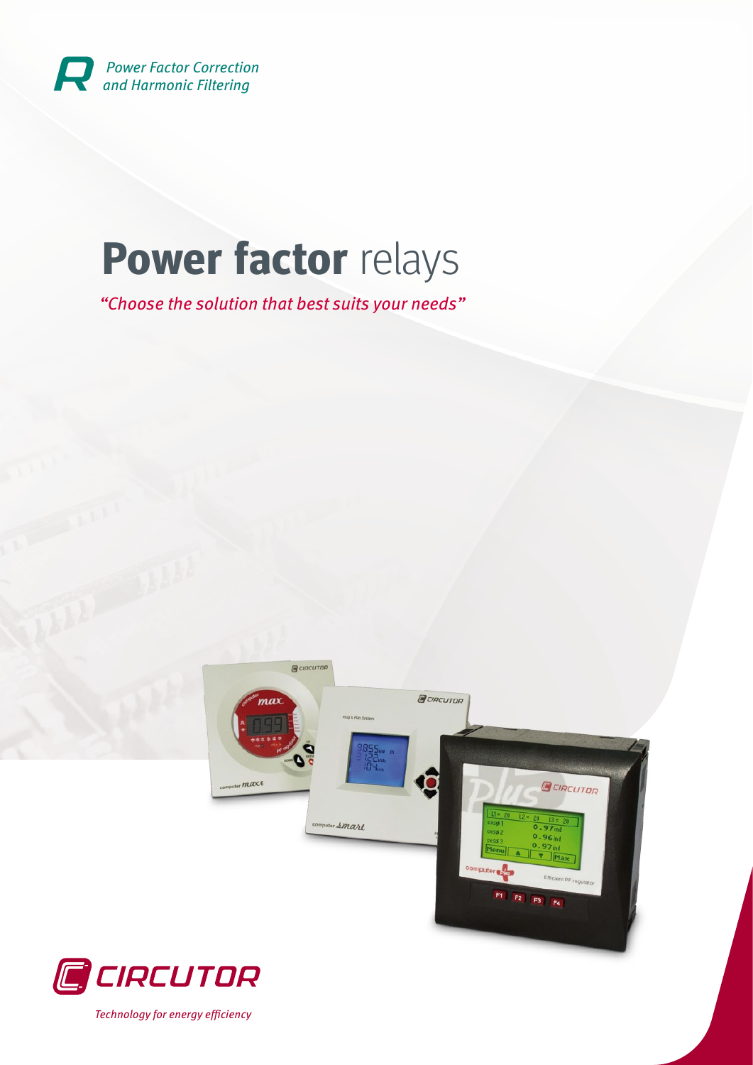Power Factor Correction
and Harmonic Filtering

# **Power factor** relays

*"Choose the solution that best suits your needs"*

CIRCUTOR

*Technology for energy efficiency*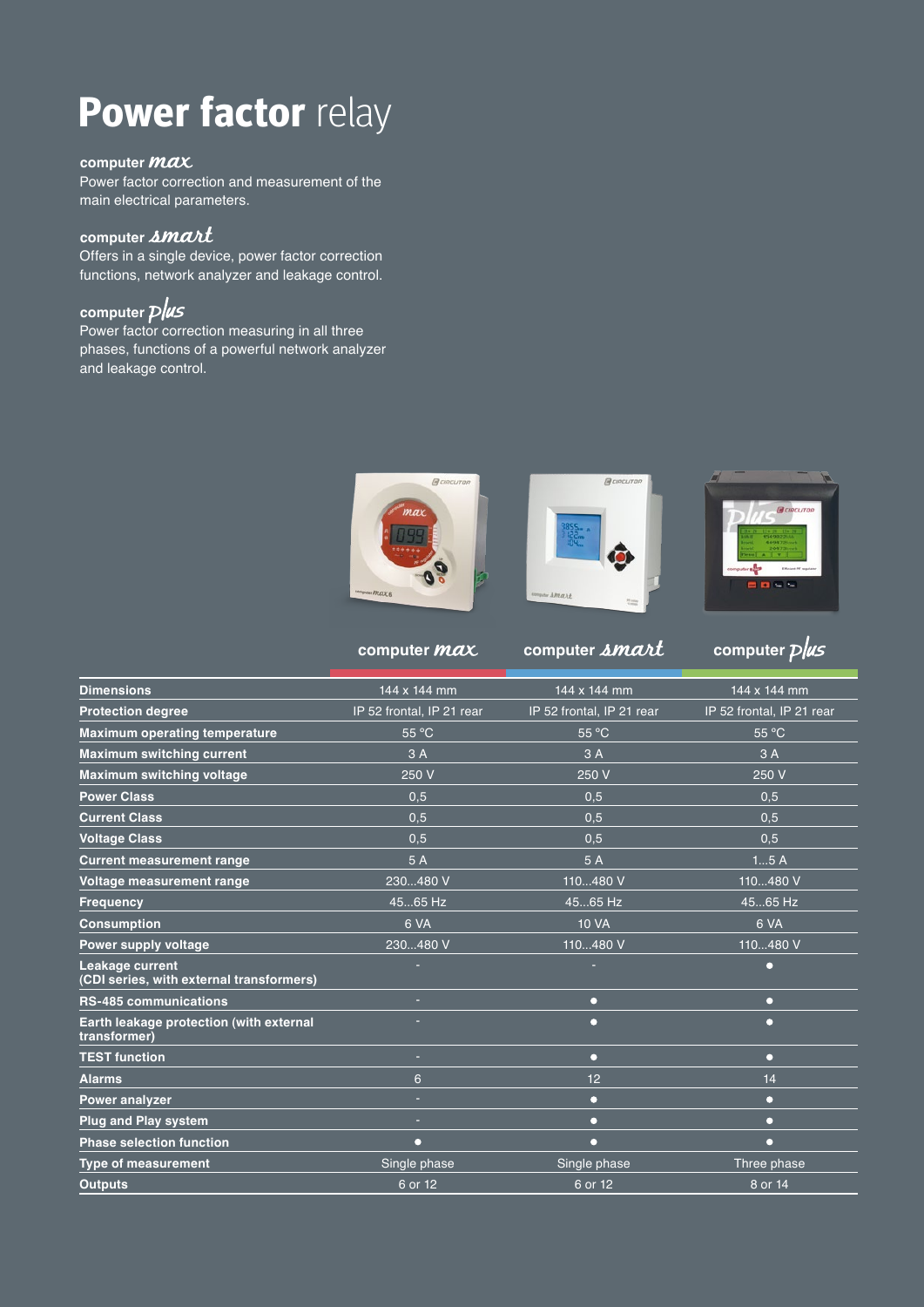# **Power factor** relay

**computer *max***
Power factor correction and measurement of the main electrical parameters.

**computer *smart***
Offers in a single device, power factor correction functions, network analyzer and leakage control.

**computer *plus***
Power factor correction measuring in all three phases, functions of a powerful network analyzer and leakage control.

| | computer *max* | computer *smart* | computer *plus* |
|---|---|---|---|
| **Dimensions** | 144 x 144 mm | 144 x 144 mm | 144 x 144 mm |
| **Protection degree** | IP 52 frontal, IP 21 rear | IP 52 frontal, IP 21 rear | IP 52 frontal, IP 21 rear |
| **Maximum operating temperature** | 55 °C | 55 °C | 55 °C |
| **Maximum switching current** | 3 A | 3 A | 3 A |
| **Maximum switching voltage** | 250 V | 250 V | 250 V |
| **Power Class** | 0,5 | 0,5 | 0,5 |
| **Current Class** | 0,5 | 0,5 | 0,5 |
| **Voltage Class** | 0,5 | 0,5 | 0,5 |
| **Current measurement range** | 5 A | 5 A | 1...5 A |
| **Voltage measurement range** | 230...480 V | 110...480 V | 110...480 V |
| **Frequency** | 45...65 Hz | 45...65 Hz | 45...65 Hz |
| **Consumption** | 6 VA | 10 VA | 6 VA |
| **Power supply voltage** | 230...480 V | 110...480 V | 110...480 V |
| **Leakage current (CDI series, with external transformers)** | - | - | ● |
| **RS-485 communications** | - | ● | ● |
| **Earth leakage protection (with external transformer)** | - | ● | ● |
| **TEST function** | - | ● | ● |
| **Alarms** | 6 | 12 | 14 |
| **Power analyzer** | - | ● | ● |
| **Plug and Play system** | - | ● | ● |
| **Phase selection function** | ● | ● | ● |
| **Type of measurement** | Single phase | Single phase | Three phase |
| **Outputs** | 6 or 12 | 6 or 12 | 8 or 14 |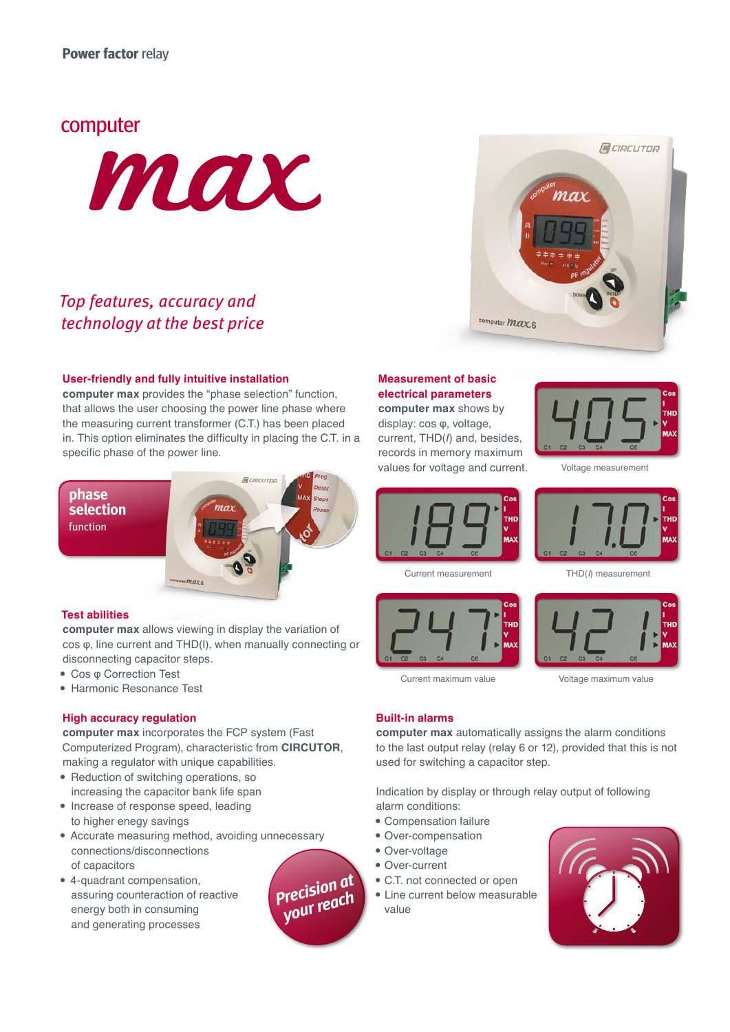Power factor relay

# computer max

*Top features, accuracy and technology at the best price*

### User-friendly and fully intuitive installation

**computer max** provides the "phase selection" function, that allows the user choosing the power line phase where the measuring current transformer (C.T.) has been placed in. This option eliminates the difficulty in placing the C.T. in a specific phase of the power line.

**phase selection** function

### Test abilities

**computer max** allows viewing in display the variation of cos φ, line current and THD(I), when manually connecting or disconnecting capacitor steps.

- Cos φ Correction Test
- Harmonic Resonance Test

### High accuracy regulation

**computer max** incorporates the FCP system (Fast Computerized Program), characteristic from **CIRCUTOR**, making a regulator with unique capabilities.

- Reduction of switching operations, so increasing the capacitor bank life span
- Increase of response speed, leading to higher enegy savings
- Accurate measuring method, avoiding unnecessary connections/disconnections of capacitors
- 4-quadrant compensation, assuring counteraction of reactive energy both in consuming and generating processes

*Precision at your reach*

### Measurement of basic electrical parameters

**computer max** shows by display: cos φ, voltage, current, THD(*I*) and, besides, records in memory maximum values for voltage and current.

Voltage measurement

Current measurement

THD(*I*) measurement

Current maximum value

Voltage maximum value

### Built-in alarms

**computer max** automatically assigns the alarm conditions to the last output relay (relay 6 or 12), provided that this is not used for switching a capacitor step.

Indication by display or through relay output of following alarm conditions:

- Compensation failure
- Over-compensation
- Over-voltage
- Over-current
- C.T. not connected or open
- Line current below measurable value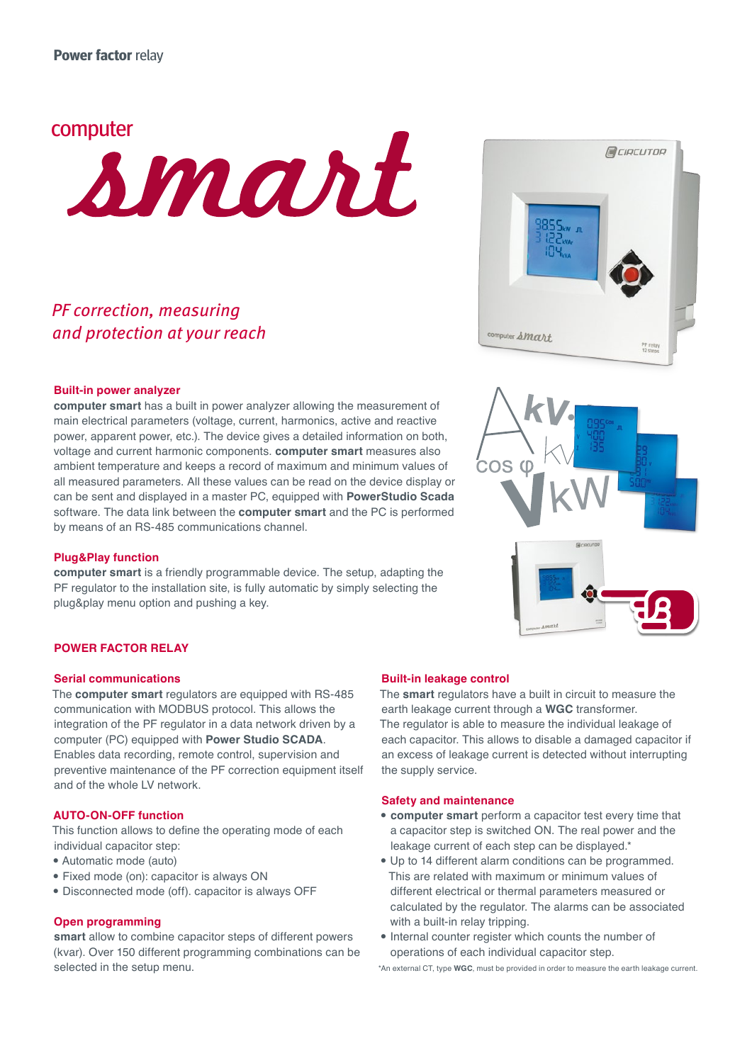**Power factor** relay

# computer *smart*

*PF correction, measuring and protection at your reach*

### Built-in power analyzer

**computer smart** has a built in power analyzer allowing the measurement of main electrical parameters (voltage, current, harmonics, active and reactive power, apparent power, etc.). The device gives a detailed information on both, voltage and current harmonic components. **computer smart** measures also ambient temperature and keeps a record of maximum and minimum values of all measured parameters. All these values can be read on the device display or can be sent and displayed in a master PC, equipped with **PowerStudio Scada** software. The data link between the **computer smart** and the PC is performed by means of an RS-485 communications channel.

### Plug&Play function

**computer smart** is a friendly programmable device. The setup, adapting the PF regulator to the installation site, is fully automatic by simply selecting the plug&play menu option and pushing a key.

## POWER FACTOR RELAY

### Serial communications

The **computer smart** regulators are equipped with RS-485 communication with MODBUS protocol. This allows the integration of the PF regulator in a data network driven by a computer (PC) equipped with **Power Studio SCADA**. Enables data recording, remote control, supervision and preventive maintenance of the PF correction equipment itself and of the whole LV network.

### AUTO-ON-OFF function

This function allows to define the operating mode of each individual capacitor step:

- Automatic mode (auto)
- Fixed mode (on): capacitor is always ON
- Disconnected mode (off). capacitor is always OFF

### Open programming

**smart** allow to combine capacitor steps of different powers (kvar). Over 150 different programming combinations can be selected in the setup menu.

### Built-in leakage control

The **smart** regulators have a built in circuit to measure the earth leakage current through a **WGC** transformer.
The regulator is able to measure the individual leakage of each capacitor. This allows to disable a damaged capacitor if an excess of leakage current is detected without interrupting the supply service.

### Safety and maintenance

- **computer smart** perform a capacitor test every time that a capacitor step is switched ON. The real power and the leakage current of each step can be displayed.*
- Up to 14 different alarm conditions can be programmed. This are related with maximum or minimum values of different electrical or thermal parameters measured or calculated by the regulator. The alarms can be associated with a built-in relay tripping.
- Internal counter register which counts the number of operations of each individual capacitor step.

*An external CT, type **WGC**, must be provided in order to measure the earth leakage current.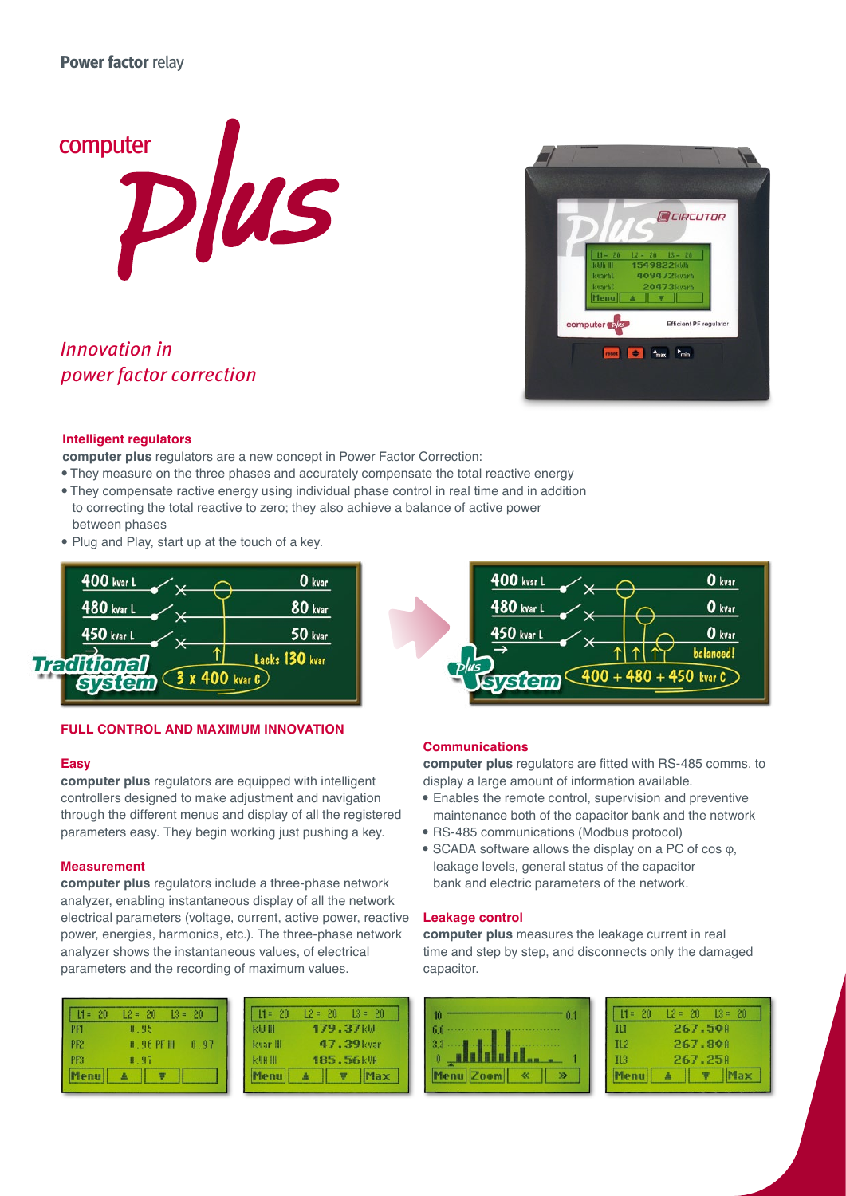**Power factor** relay

# computer *Plus*

*Innovation in power factor correction*

### Intelligent regulators

**computer plus** regulators are a new concept in Power Factor Correction:

- They measure on the three phases and accurately compensate the total reactive energy
- They compensate ractive energy using individual phase control in real time and in addition to correcting the total reactive to zero; they also achieve a balance of active power between phases
- Plug and Play, start up at the touch of a key.

## FULL CONTROL AND MAXIMUM INNOVATION

### Easy

**computer plus** regulators are equipped with intelligent controllers designed to make adjustment and navigation through the different menus and display of all the registered parameters easy. They begin working just pushing a key.

### Measurement

**computer plus** regulators include a three-phase network analyzer, enabling instantaneous display of all the network electrical parameters (voltage, current, active power, reactive power, energies, harmonics, etc.). The three-phase network analyzer shows the instantaneous values, of electrical parameters and the recording of maximum values.

### Communications

**computer plus** regulators are fitted with RS-485 comms. to display a large amount of information available.

- Enables the remote control, supervision and preventive maintenance both of the capacitor bank and the network
- RS-485 communications (Modbus protocol)
- SCADA software allows the display on a PC of cos φ, leakage levels, general status of the capacitor bank and electric parameters of the network.

### Leakage control

**computer plus** measures the leakage current in real time and step by step, and disconnects only the damaged capacitor.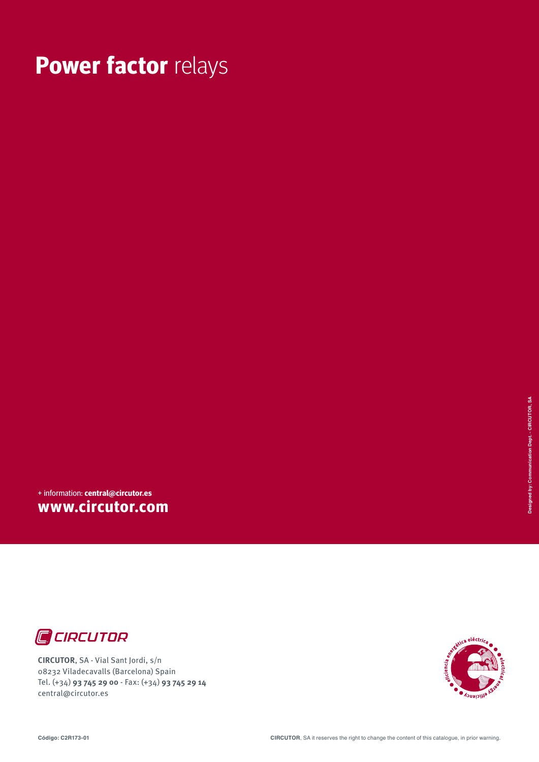# **Power factor** relays

+ information: **central@circutor.es**

**www.circutor.com**

Designed by: Communication Dept. - CIRCUTOR, SA

CIRCUTOR

**CIRCUTOR**, SA - Vial Sant Jordi, s/n
08232 Viladecavalls (Barcelona) Spain
Tel. (+34) **93 745 29 00** - Fax: (+34) **93 745 29 14**
central@circutor.es

eficiencia energética eléctrica • electrical energy efficiency

Código: C2R173-01

**CIRCUTOR**, SA it reserves the right to change the content of this catalogue, in prior warning.